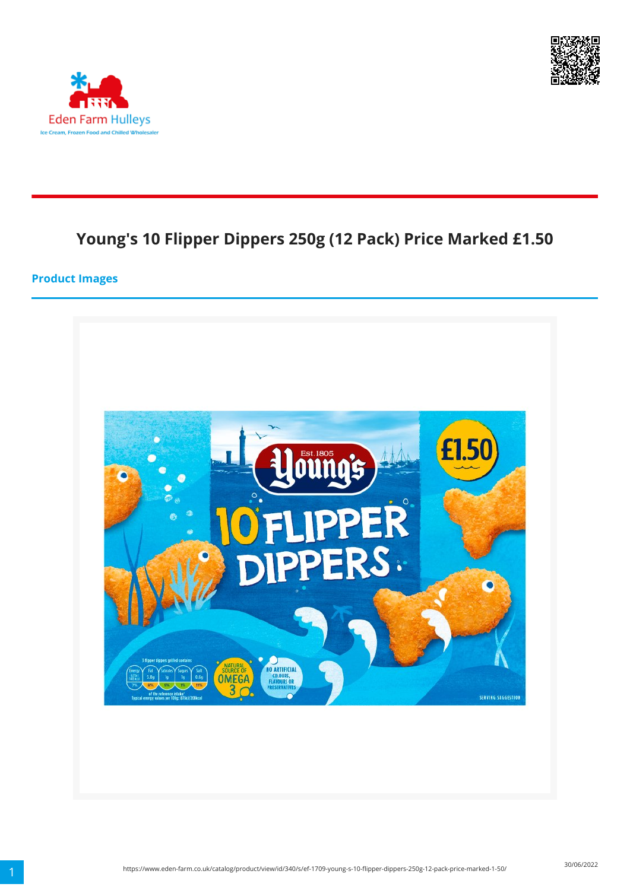# Young's 10 Flipper Dippers 250g (12 Pack) Price Marked £1.50

## Product Images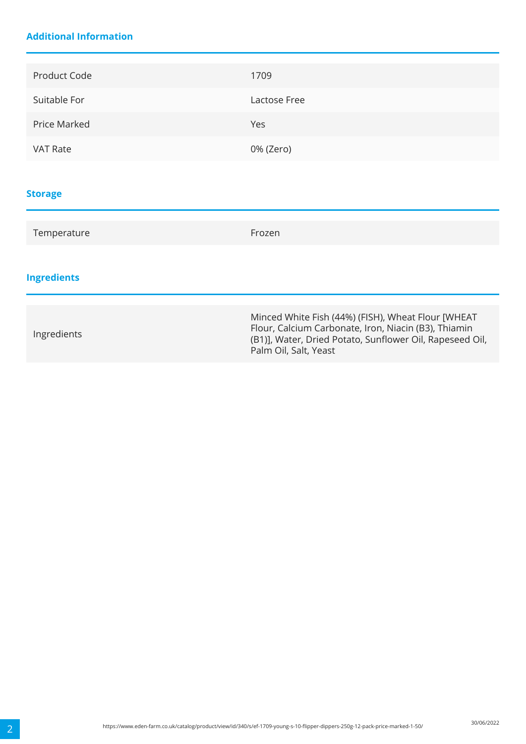## Additional Information

| | |
|---|---|
| Product Code | 1709 |
| Suitable For | Lactose Free |
| Price Marked | Yes |
| VAT Rate | 0% (Zero) |

## Storage

| | |
|---|---|
| Temperature | Frozen |

## Ingredients

| | |
|---|---|
| Ingredients | Minced White Fish (44%) (FISH), Wheat Flour [WHEAT Flour, Calcium Carbonate, Iron, Niacin (B3), Thiamin (B1)], Water, Dried Potato, Sunflower Oil, Rapeseed Oil, Palm Oil, Salt, Yeast |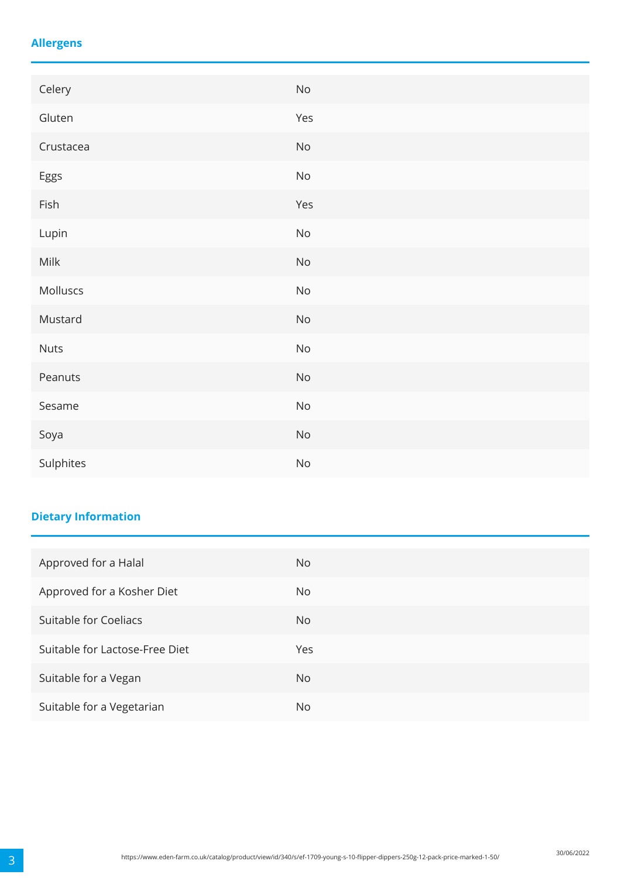## Allergens

| | |
|---|---|
| Celery | No |
| Gluten | Yes |
| Crustacea | No |
| Eggs | No |
| Fish | Yes |
| Lupin | No |
| Milk | No |
| Molluscs | No |
| Mustard | No |
| Nuts | No |
| Peanuts | No |
| Sesame | No |
| Soya | No |
| Sulphites | No |

## Dietary Information

| | |
|---|---|
| Approved for a Halal | No |
| Approved for a Kosher Diet | No |
| Suitable for Coeliacs | No |
| Suitable for Lactose-Free Diet | Yes |
| Suitable for a Vegan | No |
| Suitable for a Vegetarian | No |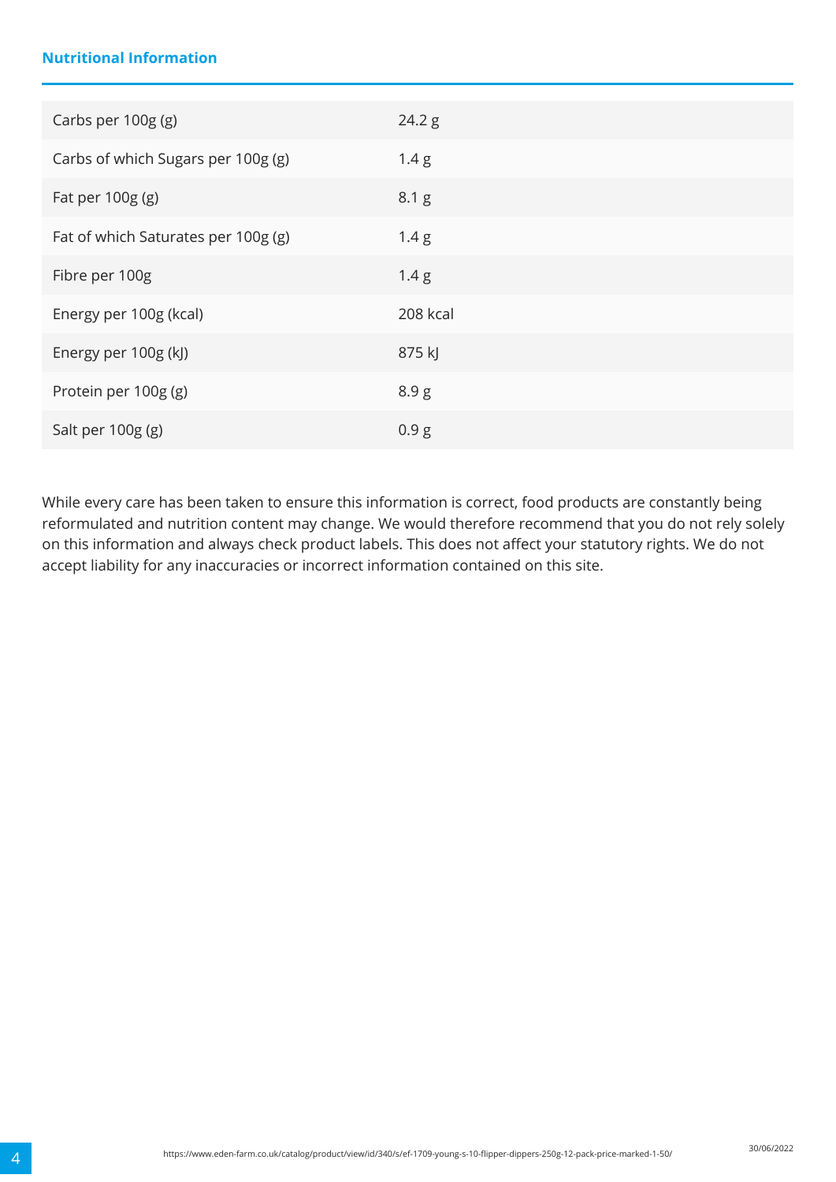## Nutritional Information

| | |
|---|---|
| Carbs per 100g (g) | 24.2 g |
| Carbs of which Sugars per 100g (g) | 1.4 g |
| Fat per 100g (g) | 8.1 g |
| Fat of which Saturates per 100g (g) | 1.4 g |
| Fibre per 100g | 1.4 g |
| Energy per 100g (kcal) | 208 kcal |
| Energy per 100g (kJ) | 875 kJ |
| Protein per 100g (g) | 8.9 g |
| Salt per 100g (g) | 0.9 g |

While every care has been taken to ensure this information is correct, food products are constantly being reformulated and nutrition content may change. We would therefore recommend that you do not rely solely on this information and always check product labels. This does not affect your statutory rights. We do not accept liability for any inaccuracies or incorrect information contained on this site.